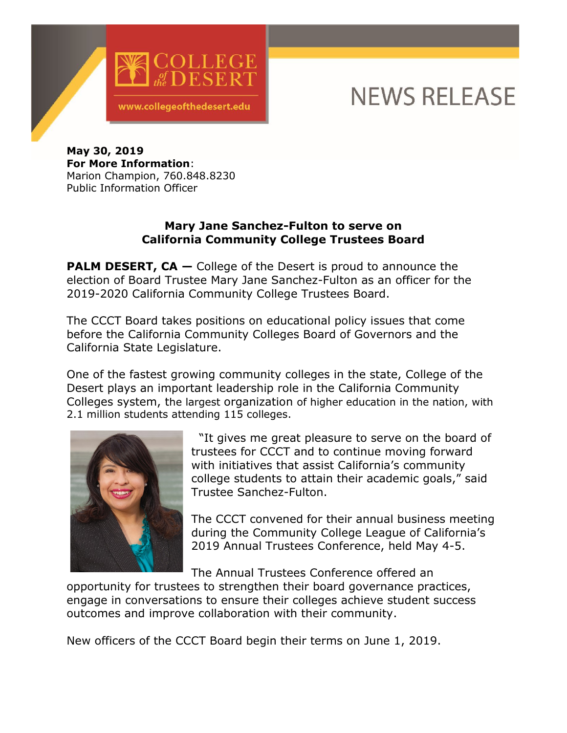COLLEGE *of the* DESERT

www.collegeofthedesert.edu

# NEWS RELEASE

**May 30, 2019**
**For More Information**:
Marion Champion, 760.848.8230
Public Information Officer

## Mary Jane Sanchez-Fulton to serve on California Community College Trustees Board

**PALM DESERT, CA —** College of the Desert is proud to announce the election of Board Trustee Mary Jane Sanchez-Fulton as an officer for the 2019-2020 California Community College Trustees Board.

The CCCT Board takes positions on educational policy issues that come before the California Community Colleges Board of Governors and the California State Legislature.

One of the fastest growing community colleges in the state, College of the Desert plays an important leadership role in the California Community Colleges system, the largest organization of higher education in the nation, with 2.1 million students attending 115 colleges.

"It gives me great pleasure to serve on the board of trustees for CCCT and to continue moving forward with initiatives that assist California's community college students to attain their academic goals," said Trustee Sanchez-Fulton.

The CCCT convened for their annual business meeting during the Community College League of California's 2019 Annual Trustees Conference, held May 4-5.

The Annual Trustees Conference offered an opportunity for trustees to strengthen their board governance practices, engage in conversations to ensure their colleges achieve student success outcomes and improve collaboration with their community.

New officers of the CCCT Board begin their terms on June 1, 2019.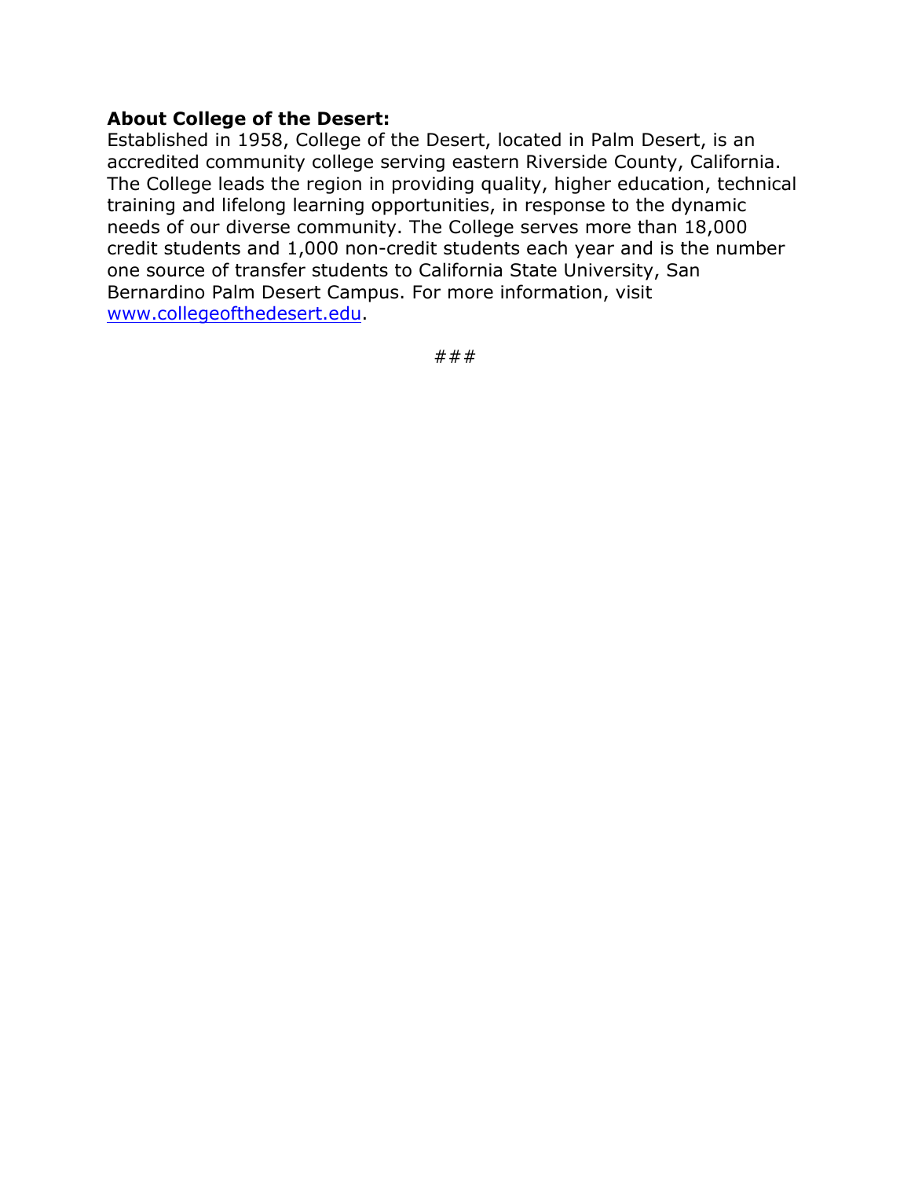**About College of the Desert:**

Established in 1958, College of the Desert, located in Palm Desert, is an accredited community college serving eastern Riverside County, California. The College leads the region in providing quality, higher education, technical training and lifelong learning opportunities, in response to the dynamic needs of our diverse community. The College serves more than 18,000 credit students and 1,000 non-credit students each year and is the number one source of transfer students to California State University, San Bernardino Palm Desert Campus. For more information, visit [www.collegeofthedesert.edu](http://www.collegeofthedesert.edu).

###